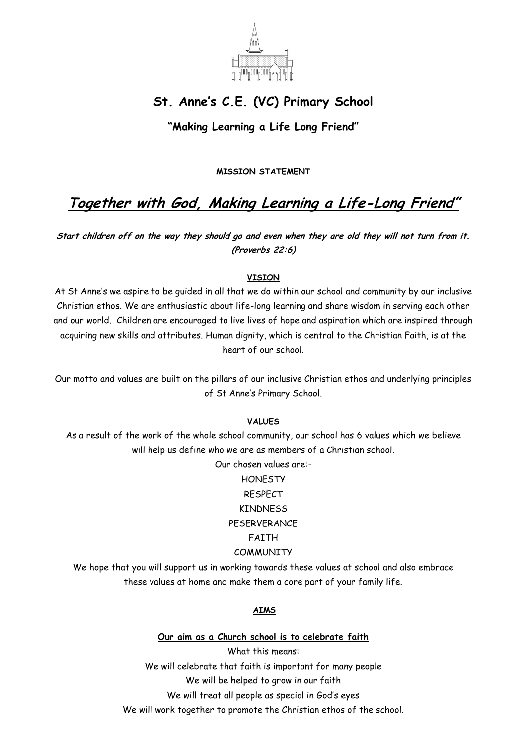# St. Anne's C.E. (VC) Primary School

## "Making Learning a Life Long Friend"

**MISSION STATEMENT**

# *Together with God, Making Learning a Life-Long Friend"*

***Start children off on the way they should go and even when they are old they will not turn from it. (Proverbs 22:6)***

**VISION**

At St Anne's we aspire to be guided in all that we do within our school and community by our inclusive Christian ethos. We are enthusiastic about life-long learning and share wisdom in serving each other and our world. Children are encouraged to live lives of hope and aspiration which are inspired through acquiring new skills and attributes. Human dignity, which is central to the Christian Faith, is at the heart of our school.

Our motto and values are built on the pillars of our inclusive Christian ethos and underlying principles of St Anne's Primary School.

**VALUES**

As a result of the work of the whole school community, our school has 6 values which we believe will help us define who we are as members of a Christian school.

Our chosen values are:-

HONESTY
RESPECT
KINDNESS
PESERVERANCE
FAITH
COMMUNITY

We hope that you will support us in working towards these values at school and also embrace these values at home and make them a core part of your family life.

**AIMS**

**Our aim as a Church school is to celebrate faith**

What this means:

We will celebrate that faith is important for many people
We will be helped to grow in our faith
We will treat all people as special in God's eyes
We will work together to promote the Christian ethos of the school.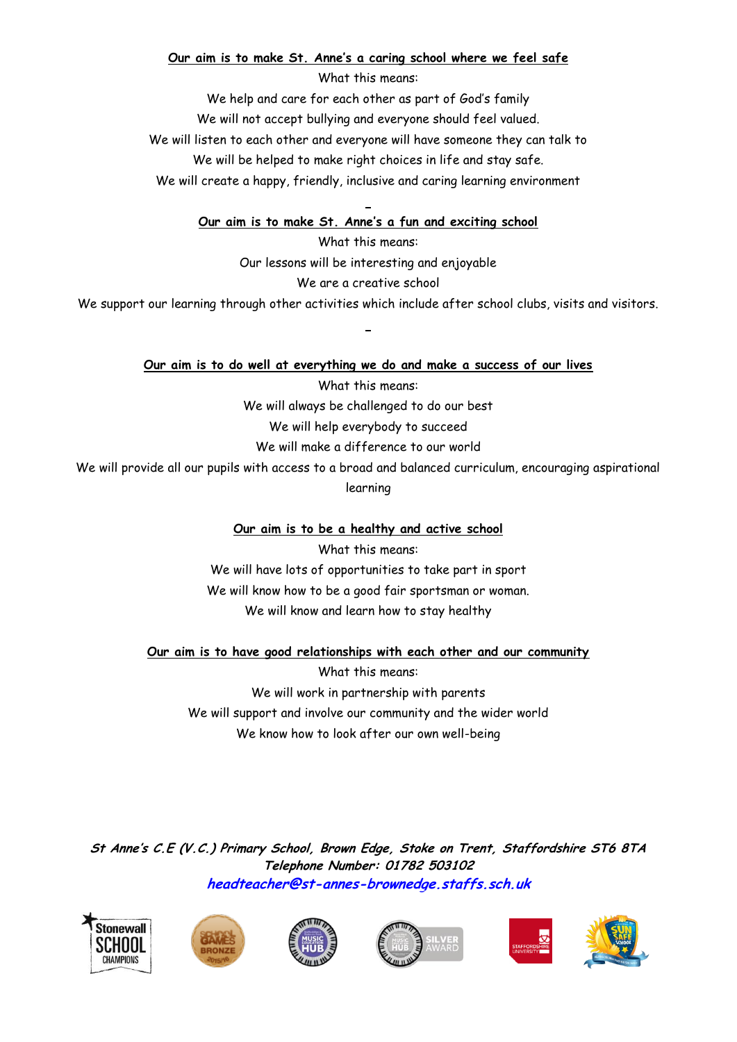**Our aim is to make St. Anne's a caring school where we feel safe**

What this means:

We help and care for each other as part of God's family

We will not accept bullying and everyone should feel valued.

We will listen to each other and everyone will have someone they can talk to

We will be helped to make right choices in life and stay safe.

We will create a happy, friendly, inclusive and caring learning environment

**Our aim is to make St. Anne's a fun and exciting school**

What this means:

Our lessons will be interesting and enjoyable

We are a creative school

We support our learning through other activities which include after school clubs, visits and visitors.

**Our aim is to do well at everything we do and make a success of our lives**

What this means:

We will always be challenged to do our best

We will help everybody to succeed

We will make a difference to our world

We will provide all our pupils with access to a broad and balanced curriculum, encouraging aspirational learning

**Our aim is to be a healthy and active school**

What this means:

We will have lots of opportunities to take part in sport

We will know how to be a good fair sportsman or woman.

We will know and learn how to stay healthy

**Our aim is to have good relationships with each other and our community**

What this means:

We will work in partnership with parents

We will support and involve our community and the wider world

We know how to look after our own well-being

***St Anne's C.E (V.C.) Primary School, Brown Edge, Stoke on Trent, Staffordshire ST6 8TA***

***Telephone Number: 01782 503102***

***headteacher@st-annes-brownedge.staffs.sch.uk***